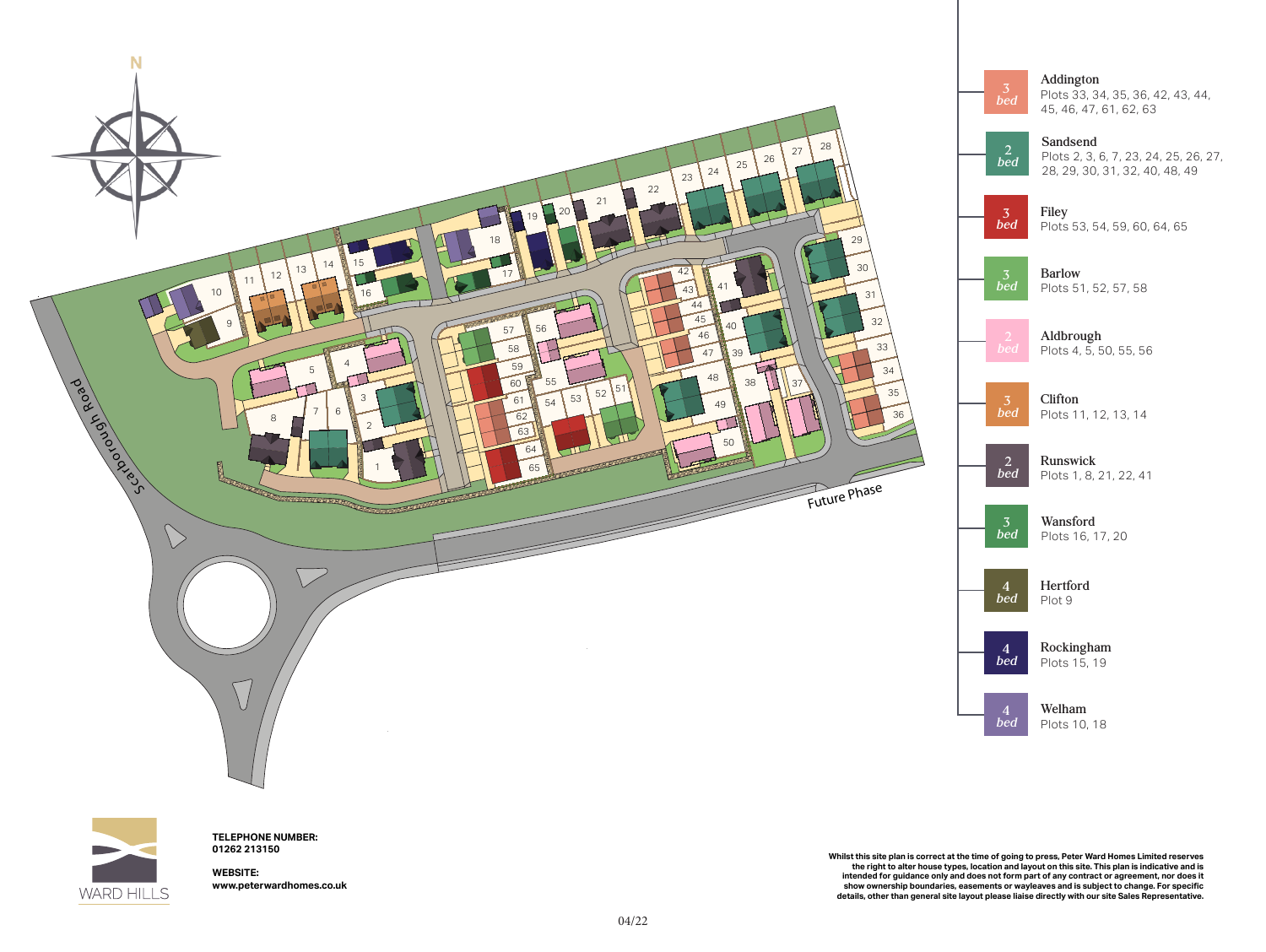N

Scarborough Road

Future Phase

| Beds | House type | Plots |
| --- | --- | --- |
| 3 bed | Addington | Plots 33, 34, 35, 36, 42, 43, 44, 45, 46, 47, 61, 62, 63 |
| 2 bed | Sandsend | Plots 2, 3, 6, 7, 23, 24, 25, 26, 27, 28, 29, 30, 31, 32, 40, 48, 49 |
| 3 bed | Filey | Plots 53, 54, 59, 60, 64, 65 |
| 3 bed | Barlow | Plots 51, 52, 57, 58 |
| 2 bed | Aldbrough | Plots 4, 5, 50, 55, 56 |
| 3 bed | Clifton | Plots 11, 12, 13, 14 |
| 2 bed | Runswick | Plots 1, 8, 21, 22, 41 |
| 3 bed | Wansford | Plots 16, 17, 20 |
| 4 bed | Hertford | Plot 9 |
| 4 bed | Rockingham | Plots 15, 19 |
| 4 bed | Welham | Plots 10, 18 |

WARD HILLS

**TELEPHONE NUMBER:**
**01262 213150**

**WEBSITE:**
**www.peterwardhomes.co.uk**

**Whilst this site plan is correct at the time of going to press, Peter Ward Homes Limited reserves the right to alter house types, location and layout on this site. This plan is indicative and is intended for guidance only and does not form part of any contract or agreement, nor does it show ownership boundaries, easements or wayleaves and is subject to change. For specific details, other than general site layout please liaise directly with our site Sales Representative.**

04/22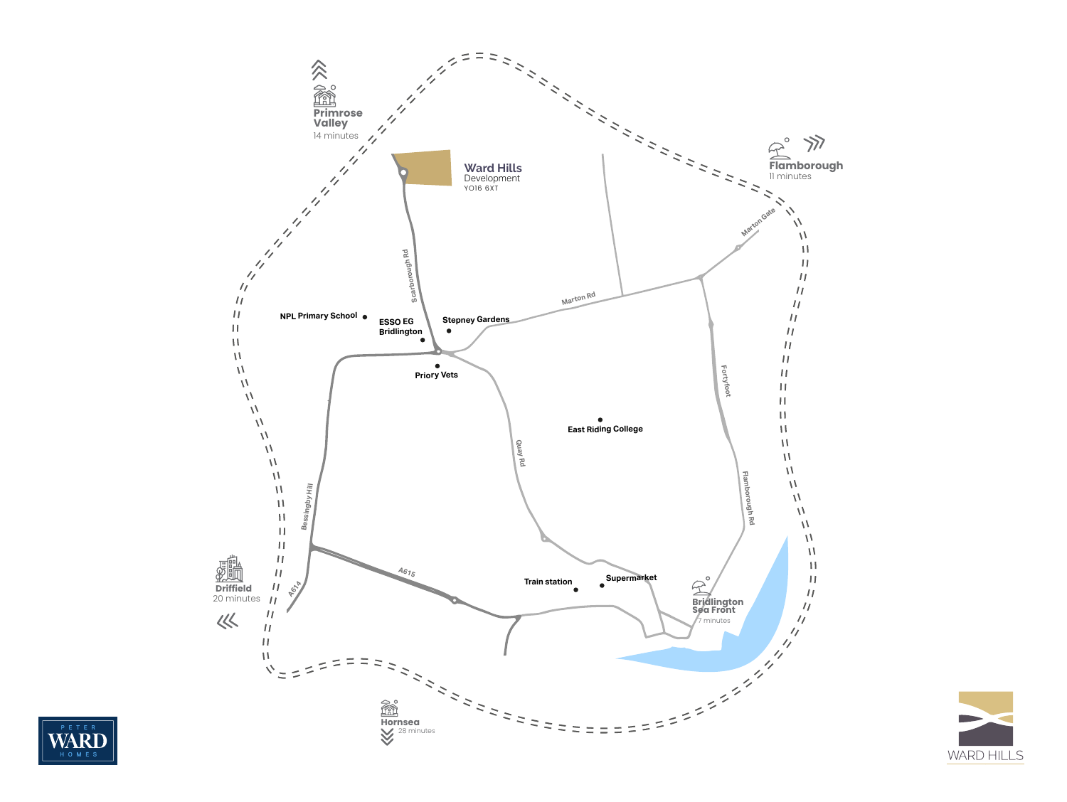Primrose Valley
14 minutes

Ward Hills
Development
YO16 6XT

Flamborough
11 minutes

Marton Gate

Scarborough Rd

Marton Rd

NPL Primary School

ESSO EG Bridlington

Stepney Gardens

Priory Vets

Fortyfoot

East Riding College

Quay Rd

Flamborough Rd

Bessingby Hill

A615

A614

Driffield
20 minutes

Train station

Supermarket

Bridlington Sea Front
7 minutes

Hornsea
28 minutes

PETER WARD HOMES

WARD HILLS